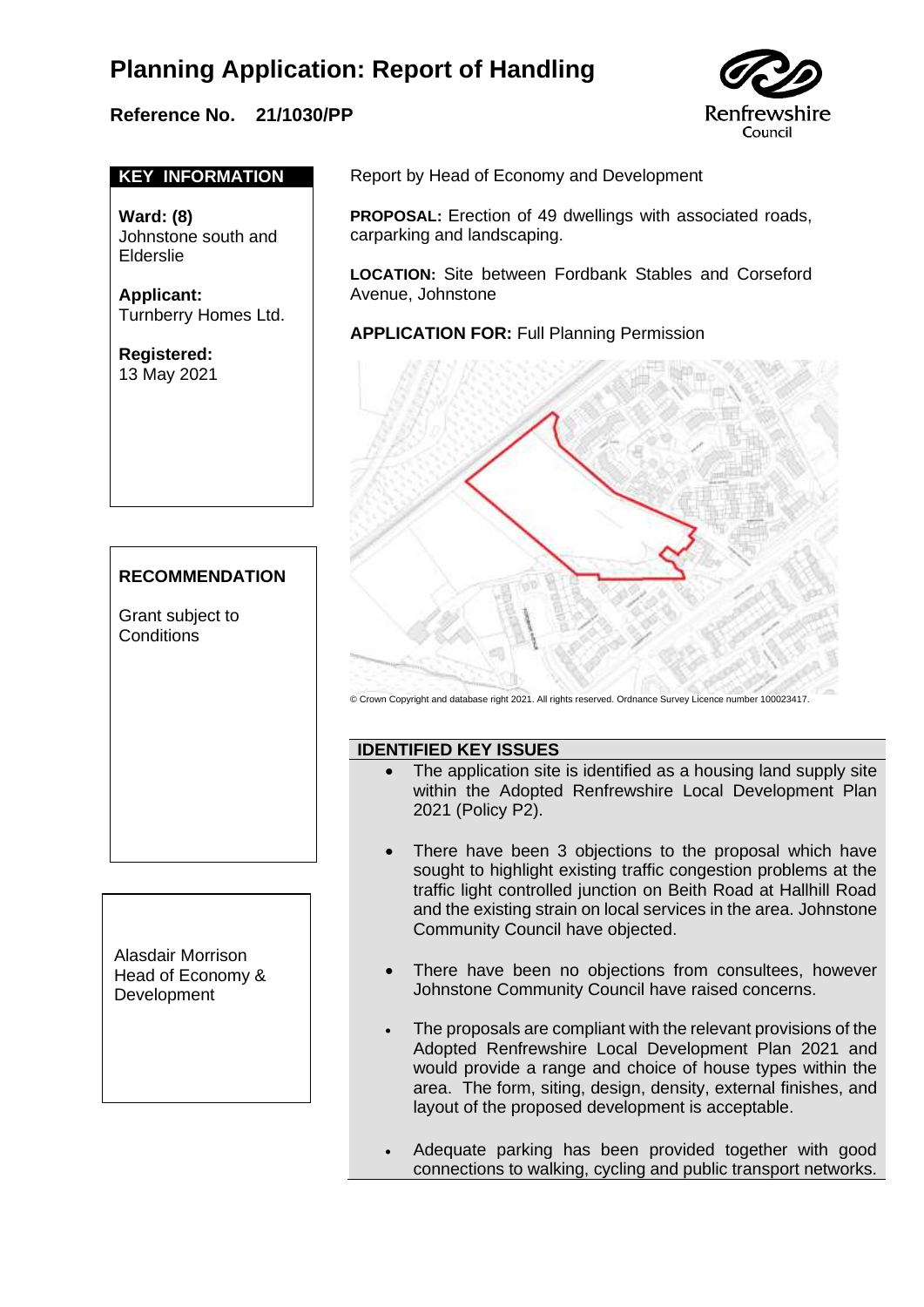# Planning Application: Report of Handling

**Reference No. 21/1030/PP**

Renfrewshire Council

## KEY INFORMATION

**Ward: (8)**
Johnstone south and Elderslie

**Applicant:**
Turnberry Homes Ltd.

**Registered:**
13 May 2021

Report by Head of Economy and Development

**PROPOSAL:** Erection of 49 dwellings with associated roads, carparking and landscaping.

**LOCATION:** Site between Fordbank Stables and Corseford Avenue, Johnstone

**APPLICATION FOR:** Full Planning Permission

© Crown Copyright and database right 2021. All rights reserved. Ordnance Survey Licence number 100023417.

## RECOMMENDATION

Grant subject to Conditions

Alasdair Morrison
Head of Economy & Development

## IDENTIFIED KEY ISSUES

- The application site is identified as a housing land supply site within the Adopted Renfrewshire Local Development Plan 2021 (Policy P2).
- There have been 3 objections to the proposal which have sought to highlight existing traffic congestion problems at the traffic light controlled junction on Beith Road at Hallhill Road and the existing strain on local services in the area. Johnstone Community Council have objected.
- There have been no objections from consultees, however Johnstone Community Council have raised concerns.
- The proposals are compliant with the relevant provisions of the Adopted Renfrewshire Local Development Plan 2021 and would provide a range and choice of house types within the area. The form, siting, design, density, external finishes, and layout of the proposed development is acceptable.
- Adequate parking has been provided together with good connections to walking, cycling and public transport networks.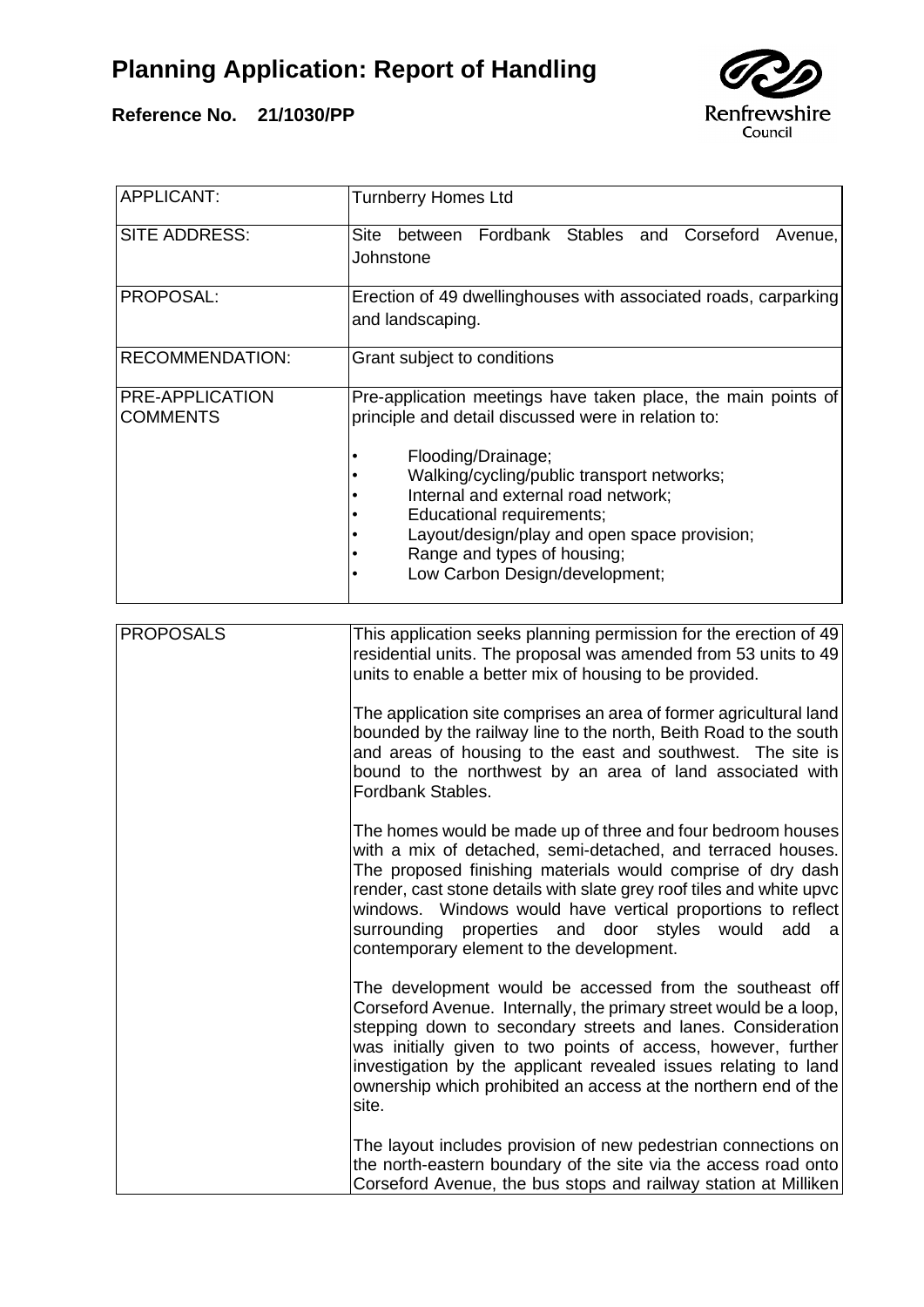# Planning Application: Report of Handling

**Reference No. 21/1030/PP**

Renfrewshire Council

| | |
|---|---|
| APPLICANT: | Turnberry Homes Ltd |
| SITE ADDRESS: | Site between Fordbank Stables and Corseford Avenue, Johnstone |
| PROPOSAL: | Erection of 49 dwellinghouses with associated roads, carparking and landscaping. |
| RECOMMENDATION: | Grant subject to conditions |
| PRE-APPLICATION COMMENTS | Pre-application meetings have taken place, the main points of principle and detail discussed were in relation to:<br><br>• Flooding/Drainage;<br>• Walking/cycling/public transport networks;<br>• Internal and external road network;<br>• Educational requirements;<br>• Layout/design/play and open space provision;<br>• Range and types of housing;<br>• Low Carbon Design/development; |

| | |
|---|---|
| PROPOSALS | This application seeks planning permission for the erection of 49 residential units. The proposal was amended from 53 units to 49 units to enable a better mix of housing to be provided.<br><br>The application site comprises an area of former agricultural land bounded by the railway line to the north, Beith Road to the south and areas of housing to the east and southwest. The site is bound to the northwest by an area of land associated with Fordbank Stables.<br><br>The homes would be made up of three and four bedroom houses with a mix of detached, semi-detached, and terraced houses. The proposed finishing materials would comprise of dry dash render, cast stone details with slate grey roof tiles and white upvc windows. Windows would have vertical proportions to reflect surrounding properties and door styles would add a contemporary element to the development.<br><br>The development would be accessed from the southeast off Corseford Avenue. Internally, the primary street would be a loop, stepping down to secondary streets and lanes. Consideration was initially given to two points of access, however, further investigation by the applicant revealed issues relating to land ownership which prohibited an access at the northern end of the site.<br><br>The layout includes provision of new pedestrian connections on the north-eastern boundary of the site via the access road onto Corseford Avenue, the bus stops and railway station at Milliken |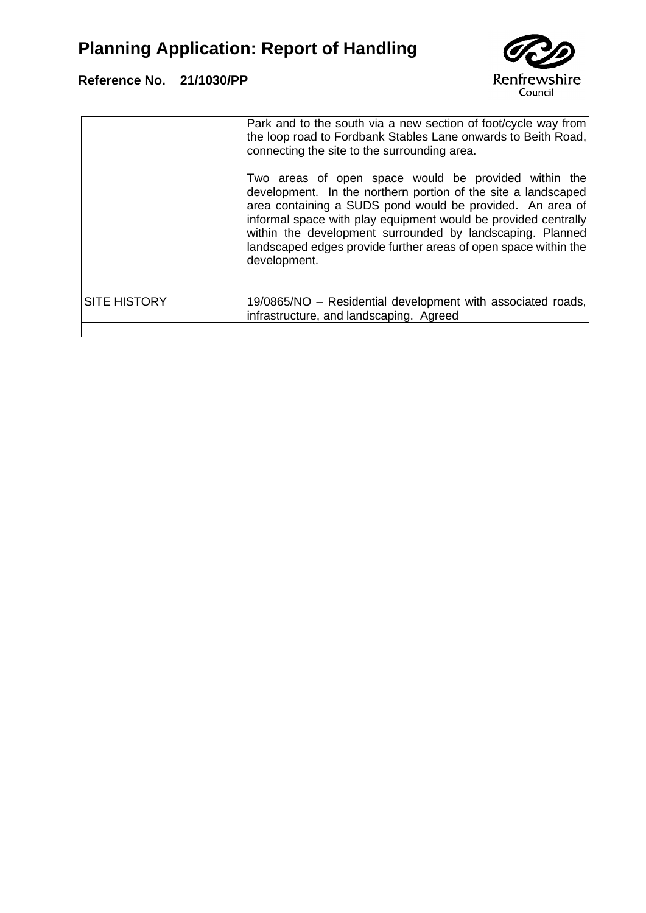| | |
|---|---|
| | Park and to the south via a new section of foot/cycle way from the loop road to Fordbank Stables Lane onwards to Beith Road, connecting the site to the surrounding area.<br><br>Two areas of open space would be provided within the development. In the northern portion of the site a landscaped area containing a SUDS pond would be provided. An area of informal space with play equipment would be provided centrally within the development surrounded by landscaping. Planned landscaped edges provide further areas of open space within the development. |
| SITE HISTORY | 19/0865/NO – Residential development with associated roads, infrastructure, and landscaping. Agreed |
| | |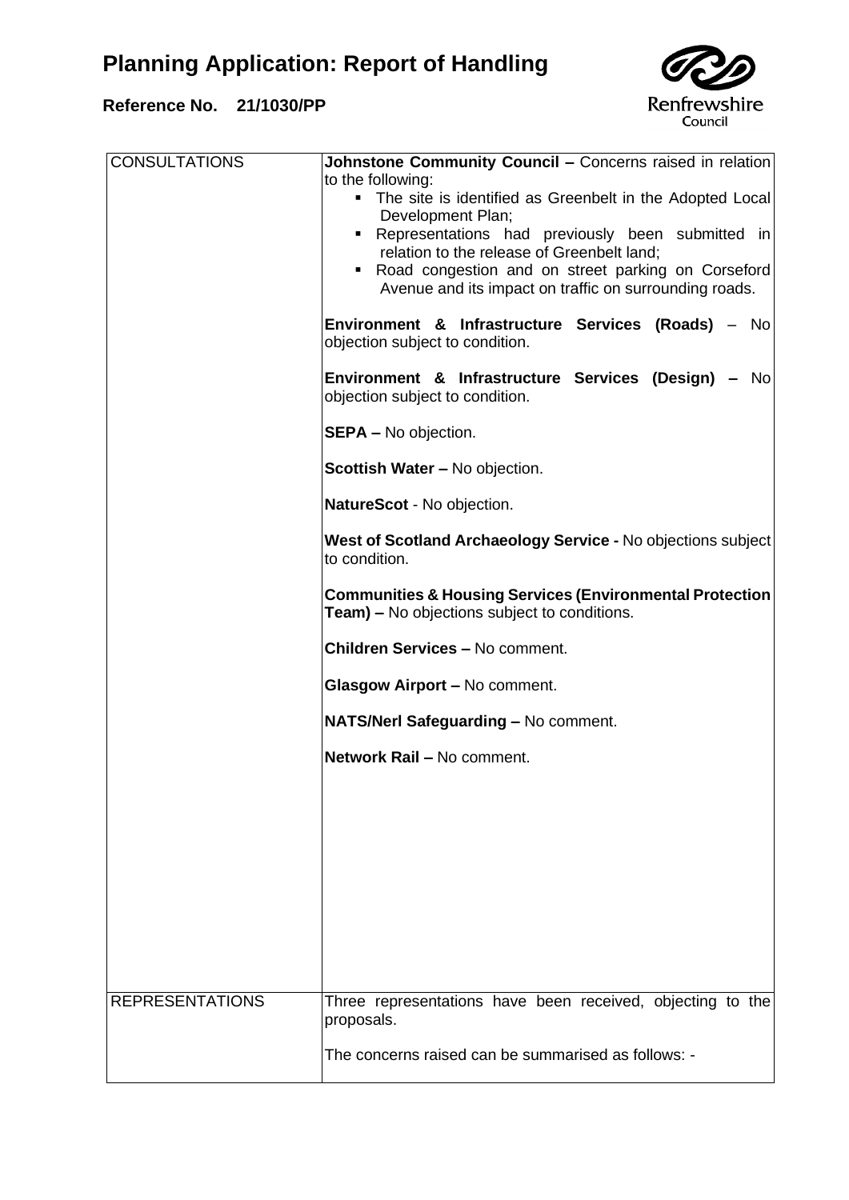# Planning Application: Report of Handling

**Reference No. 21/1030/PP**

| | |
|---|---|
| CONSULTATIONS | **Johnstone Community Council –** Concerns raised in relation to the following:<br>▪ The site is identified as Greenbelt in the Adopted Local Development Plan;<br>▪ Representations had previously been submitted in relation to the release of Greenbelt land;<br>▪ Road congestion and on street parking on Corseford Avenue and its impact on traffic on surrounding roads.<br><br>**Environment & Infrastructure Services (Roads)** – No objection subject to condition.<br><br>**Environment & Infrastructure Services (Design) –** No objection subject to condition.<br><br>**SEPA –** No objection.<br><br>**Scottish Water –** No objection.<br><br>**NatureScot** - No objection.<br><br>**West of Scotland Archaeology Service -** No objections subject to condition.<br><br>**Communities & Housing Services (Environmental Protection Team) –** No objections subject to conditions.<br><br>**Children Services –** No comment.<br><br>**Glasgow Airport –** No comment.<br><br>**NATS/Nerl Safeguarding –** No comment.<br><br>**Network Rail –** No comment. |
| REPRESENTATIONS | Three representations have been received, objecting to the proposals.<br><br>The concerns raised can be summarised as follows: - |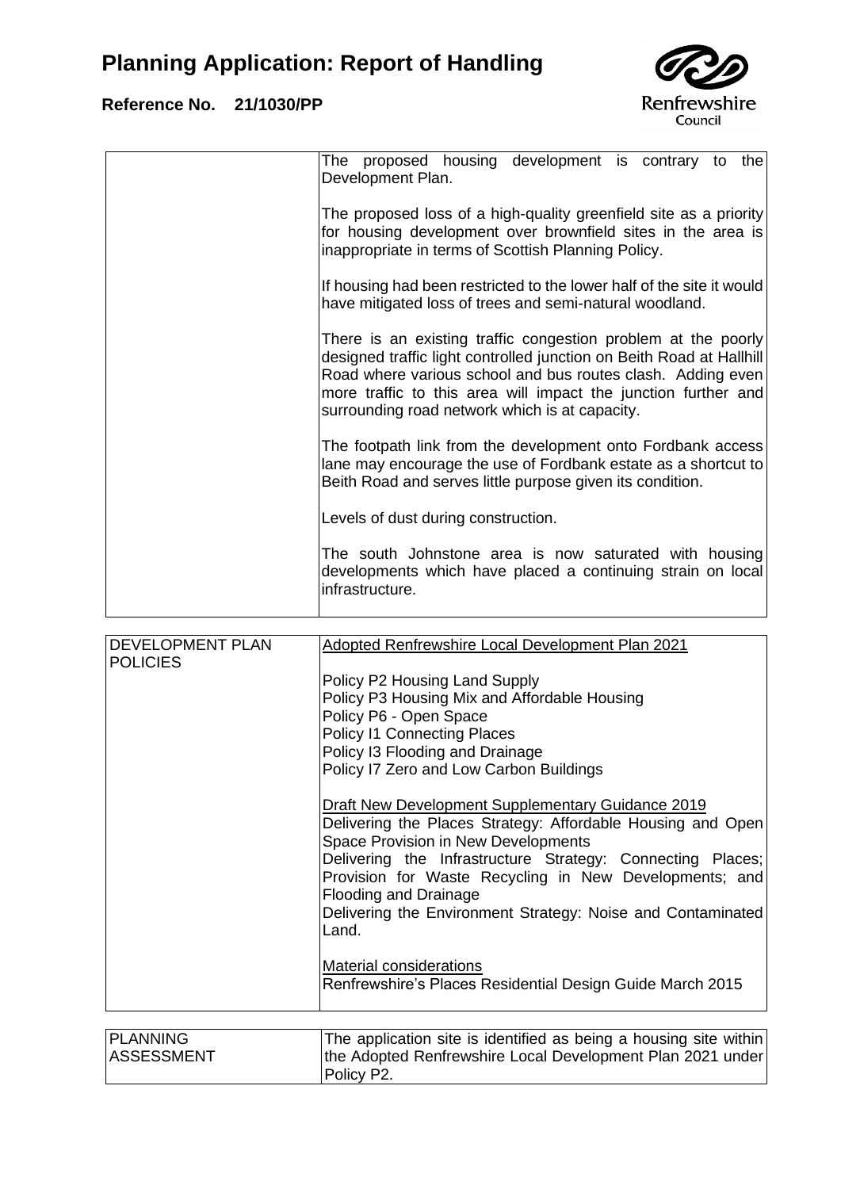| | |
|---|---|
| | The proposed housing development is contrary to the Development Plan.<br><br>The proposed loss of a high-quality greenfield site as a priority for housing development over brownfield sites in the area is inappropriate in terms of Scottish Planning Policy.<br><br>If housing had been restricted to the lower half of the site it would have mitigated loss of trees and semi-natural woodland.<br><br>There is an existing traffic congestion problem at the poorly designed traffic light controlled junction on Beith Road at Hallhill Road where various school and bus routes clash. Adding even more traffic to this area will impact the junction further and surrounding road network which is at capacity.<br><br>The footpath link from the development onto Fordbank access lane may encourage the use of Fordbank estate as a shortcut to Beith Road and serves little purpose given its condition.<br><br>Levels of dust during construction.<br><br>The south Johnstone area is now saturated with housing developments which have placed a continuing strain on local infrastructure. |

| | |
|---|---|
| DEVELOPMENT PLAN POLICIES | <u>Adopted Renfrewshire Local Development Plan 2021</u><br><br>Policy P2 Housing Land Supply<br>Policy P3 Housing Mix and Affordable Housing<br>Policy P6 - Open Space<br>Policy I1 Connecting Places<br>Policy I3 Flooding and Drainage<br>Policy I7 Zero and Low Carbon Buildings<br><br><u>Draft New Development Supplementary Guidance 2019</u><br>Delivering the Places Strategy: Affordable Housing and Open Space Provision in New Developments<br>Delivering the Infrastructure Strategy: Connecting Places; Provision for Waste Recycling in New Developments; and Flooding and Drainage<br>Delivering the Environment Strategy: Noise and Contaminated Land.<br><br><u>Material considerations</u><br>Renfrewshire's Places Residential Design Guide March 2015 |

| | |
|---|---|
| PLANNING ASSESSMENT | The application site is identified as being a housing site within the Adopted Renfrewshire Local Development Plan 2021 under Policy P2. |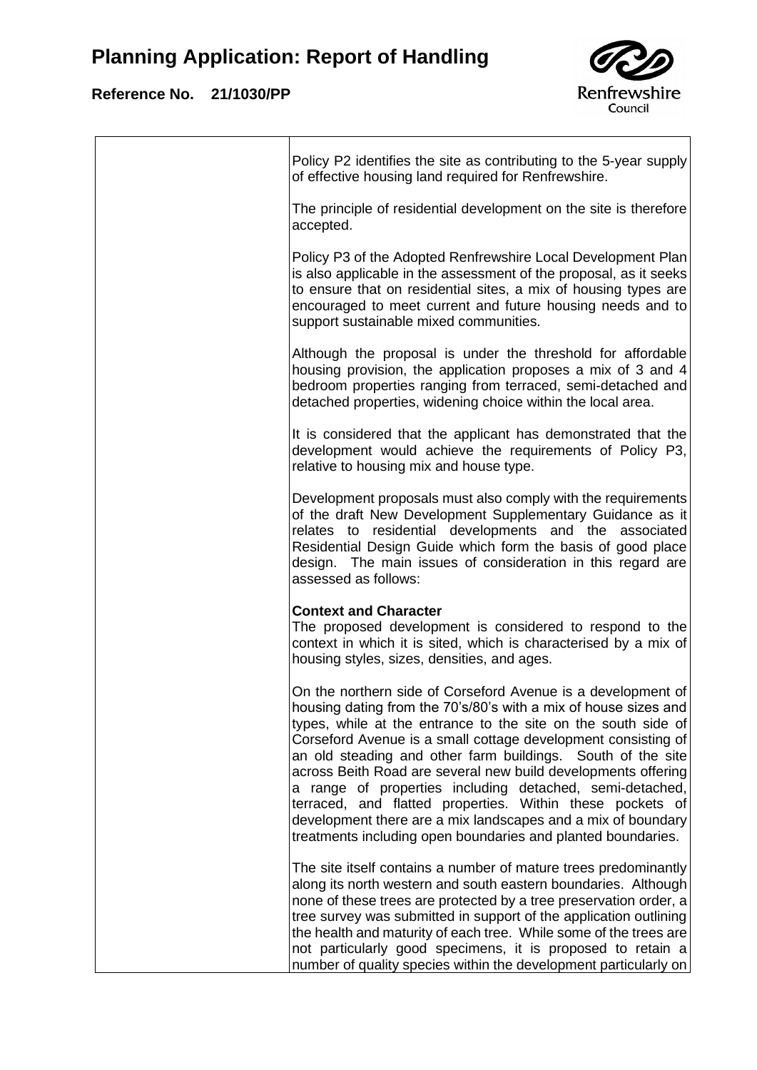Policy P2 identifies the site as contributing to the 5-year supply of effective housing land required for Renfrewshire.

The principle of residential development on the site is therefore accepted.

Policy P3 of the Adopted Renfrewshire Local Development Plan is also applicable in the assessment of the proposal, as it seeks to ensure that on residential sites, a mix of housing types are encouraged to meet current and future housing needs and to support sustainable mixed communities.

Although the proposal is under the threshold for affordable housing provision, the application proposes a mix of 3 and 4 bedroom properties ranging from terraced, semi-detached and detached properties, widening choice within the local area.

It is considered that the applicant has demonstrated that the development would achieve the requirements of Policy P3, relative to housing mix and house type.

Development proposals must also comply with the requirements of the draft New Development Supplementary Guidance as it relates to residential developments and the associated Residential Design Guide which form the basis of good place design. The main issues of consideration in this regard are assessed as follows:

**Context and Character**
The proposed development is considered to respond to the context in which it is sited, which is characterised by a mix of housing styles, sizes, densities, and ages.

On the northern side of Corseford Avenue is a development of housing dating from the 70's/80's with a mix of house sizes and types, while at the entrance to the site on the south side of Corseford Avenue is a small cottage development consisting of an old steading and other farm buildings. South of the site across Beith Road are several new build developments offering a range of properties including detached, semi-detached, terraced, and flatted properties. Within these pockets of development there are a mix landscapes and a mix of boundary treatments including open boundaries and planted boundaries.

The site itself contains a number of mature trees predominantly along its north western and south eastern boundaries. Although none of these trees are protected by a tree preservation order, a tree survey was submitted in support of the application outlining the health and maturity of each tree. While some of the trees are not particularly good specimens, it is proposed to retain a number of quality species within the development particularly on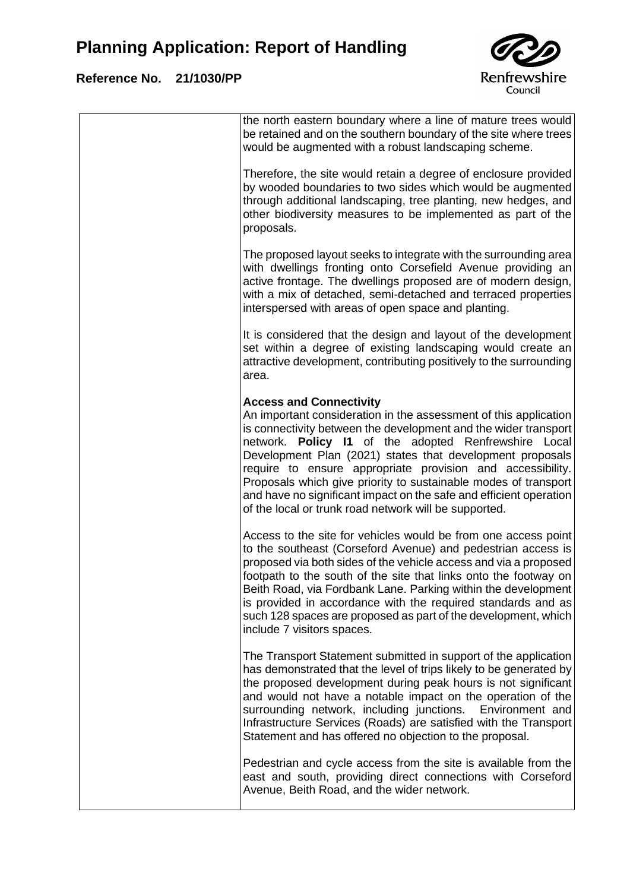the north eastern boundary where a line of mature trees would be retained and on the southern boundary of the site where trees would be augmented with a robust landscaping scheme.

Therefore, the site would retain a degree of enclosure provided by wooded boundaries to two sides which would be augmented through additional landscaping, tree planting, new hedges, and other biodiversity measures to be implemented as part of the proposals.

The proposed layout seeks to integrate with the surrounding area with dwellings fronting onto Corsefield Avenue providing an active frontage. The dwellings proposed are of modern design, with a mix of detached, semi-detached and terraced properties interspersed with areas of open space and planting.

It is considered that the design and layout of the development set within a degree of existing landscaping would create an attractive development, contributing positively to the surrounding area.

**Access and Connectivity**

An important consideration in the assessment of this application is connectivity between the development and the wider transport network. **Policy I1** of the adopted Renfrewshire Local Development Plan (2021) states that development proposals require to ensure appropriate provision and accessibility. Proposals which give priority to sustainable modes of transport and have no significant impact on the safe and efficient operation of the local or trunk road network will be supported.

Access to the site for vehicles would be from one access point to the southeast (Corseford Avenue) and pedestrian access is proposed via both sides of the vehicle access and via a proposed footpath to the south of the site that links onto the footway on Beith Road, via Fordbank Lane. Parking within the development is provided in accordance with the required standards and as such 128 spaces are proposed as part of the development, which include 7 visitors spaces.

The Transport Statement submitted in support of the application has demonstrated that the level of trips likely to be generated by the proposed development during peak hours is not significant and would not have a notable impact on the operation of the surrounding network, including junctions. Environment and Infrastructure Services (Roads) are satisfied with the Transport Statement and has offered no objection to the proposal.

Pedestrian and cycle access from the site is available from the east and south, providing direct connections with Corseford Avenue, Beith Road, and the wider network.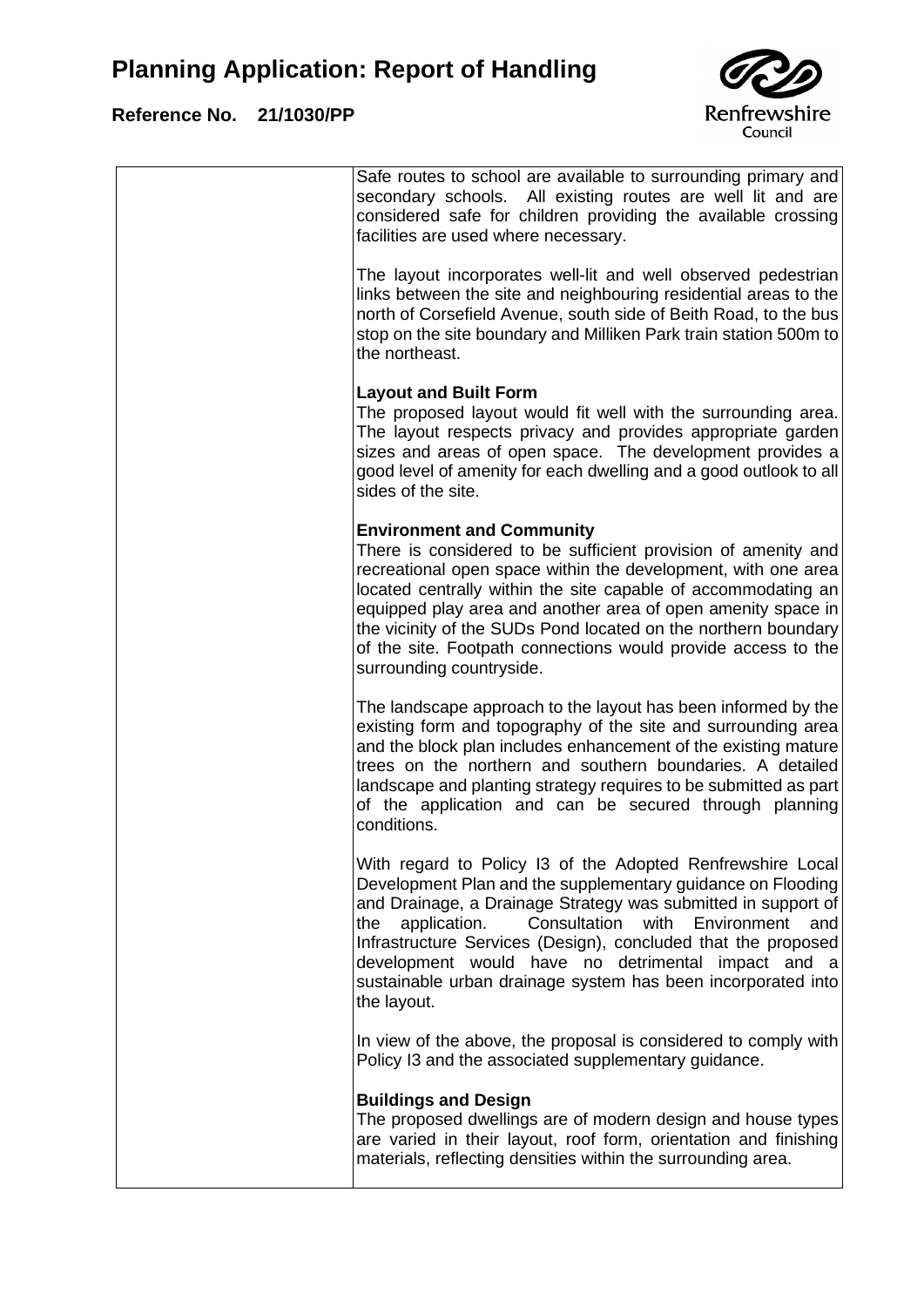Safe routes to school are available to surrounding primary and secondary schools. All existing routes are well lit and are considered safe for children providing the available crossing facilities are used where necessary.

The layout incorporates well-lit and well observed pedestrian links between the site and neighbouring residential areas to the north of Corsefield Avenue, south side of Beith Road, to the bus stop on the site boundary and Milliken Park train station 500m to the northeast.

**Layout and Built Form**
The proposed layout would fit well with the surrounding area. The layout respects privacy and provides appropriate garden sizes and areas of open space. The development provides a good level of amenity for each dwelling and a good outlook to all sides of the site.

**Environment and Community**
There is considered to be sufficient provision of amenity and recreational open space within the development, with one area located centrally within the site capable of accommodating an equipped play area and another area of open amenity space in the vicinity of the SUDs Pond located on the northern boundary of the site. Footpath connections would provide access to the surrounding countryside.

The landscape approach to the layout has been informed by the existing form and topography of the site and surrounding area and the block plan includes enhancement of the existing mature trees on the northern and southern boundaries. A detailed landscape and planting strategy requires to be submitted as part of the application and can be secured through planning conditions.

With regard to Policy I3 of the Adopted Renfrewshire Local Development Plan and the supplementary guidance on Flooding and Drainage, a Drainage Strategy was submitted in support of the application. Consultation with Environment and Infrastructure Services (Design), concluded that the proposed development would have no detrimental impact and a sustainable urban drainage system has been incorporated into the layout.

In view of the above, the proposal is considered to comply with Policy I3 and the associated supplementary guidance.

**Buildings and Design**
The proposed dwellings are of modern design and house types are varied in their layout, roof form, orientation and finishing materials, reflecting densities within the surrounding area.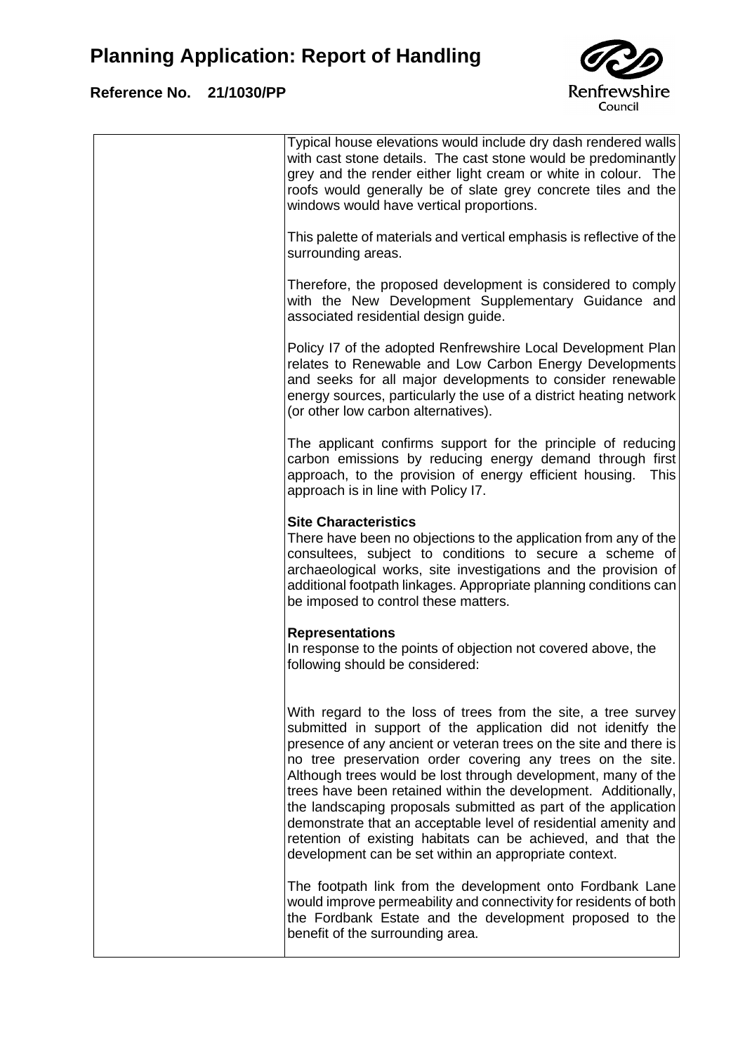Typical house elevations would include dry dash rendered walls with cast stone details. The cast stone would be predominantly grey and the render either light cream or white in colour. The roofs would generally be of slate grey concrete tiles and the windows would have vertical proportions.

This palette of materials and vertical emphasis is reflective of the surrounding areas.

Therefore, the proposed development is considered to comply with the New Development Supplementary Guidance and associated residential design guide.

Policy I7 of the adopted Renfrewshire Local Development Plan relates to Renewable and Low Carbon Energy Developments and seeks for all major developments to consider renewable energy sources, particularly the use of a district heating network (or other low carbon alternatives).

The applicant confirms support for the principle of reducing carbon emissions by reducing energy demand through first approach, to the provision of energy efficient housing. This approach is in line with Policy I7.

**Site Characteristics**
There have been no objections to the application from any of the consultees, subject to conditions to secure a scheme of archaeological works, site investigations and the provision of additional footpath linkages. Appropriate planning conditions can be imposed to control these matters.

**Representations**
In response to the points of objection not covered above, the following should be considered:

With regard to the loss of trees from the site, a tree survey submitted in support of the application did not idenitfy the presence of any ancient or veteran trees on the site and there is no tree preservation order covering any trees on the site. Although trees would be lost through development, many of the trees have been retained within the development. Additionally, the landscaping proposals submitted as part of the application demonstrate that an acceptable level of residential amenity and retention of existing habitats can be achieved, and that the development can be set within an appropriate context.

The footpath link from the development onto Fordbank Lane would improve permeability and connectivity for residents of both the Fordbank Estate and the development proposed to the benefit of the surrounding area.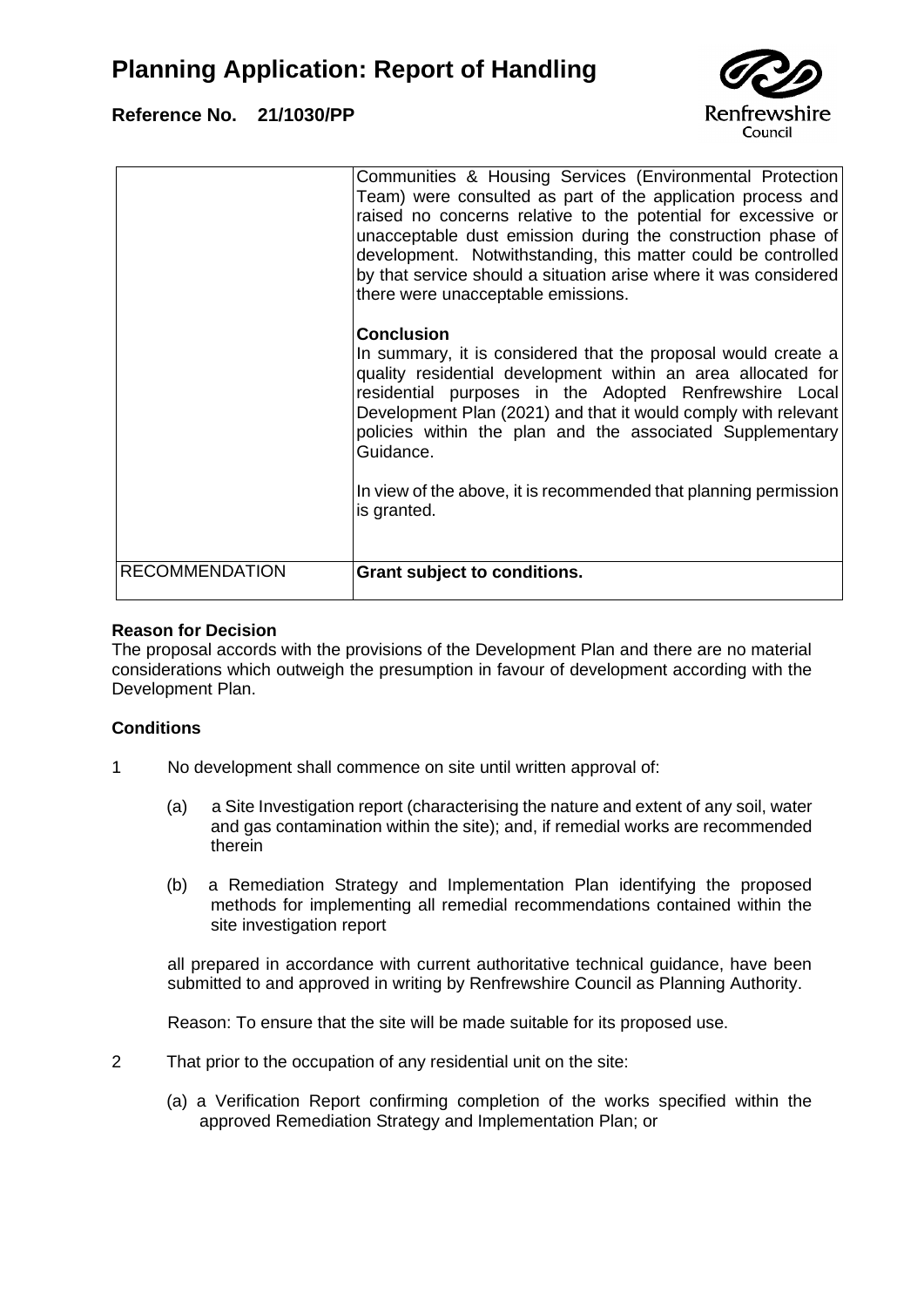| | |
|---|---|
| | Communities & Housing Services (Environmental Protection Team) were consulted as part of the application process and raised no concerns relative to the potential for excessive or unacceptable dust emission during the construction phase of development. Notwithstanding, this matter could be controlled by that service should a situation arise where it was considered there were unacceptable emissions.<br><br>**Conclusion**<br>In summary, it is considered that the proposal would create a quality residential development within an area allocated for residential purposes in the Adopted Renfrewshire Local Development Plan (2021) and that it would comply with relevant policies within the plan and the associated Supplementary Guidance.<br><br>In view of the above, it is recommended that planning permission is granted. |
| RECOMMENDATION | **Grant subject to conditions.** |

**Reason for Decision**
The proposal accords with the provisions of the Development Plan and there are no material considerations which outweigh the presumption in favour of development according with the Development Plan.

**Conditions**

1 No development shall commence on site until written approval of:

   (a) a Site Investigation report (characterising the nature and extent of any soil, water and gas contamination within the site); and, if remedial works are recommended therein

   (b) a Remediation Strategy and Implementation Plan identifying the proposed methods for implementing all remedial recommendations contained within the site investigation report

   all prepared in accordance with current authoritative technical guidance, have been submitted to and approved in writing by Renfrewshire Council as Planning Authority.

   Reason: To ensure that the site will be made suitable for its proposed use.

2 That prior to the occupation of any residential unit on the site:

   (a) a Verification Report confirming completion of the works specified within the approved Remediation Strategy and Implementation Plan; or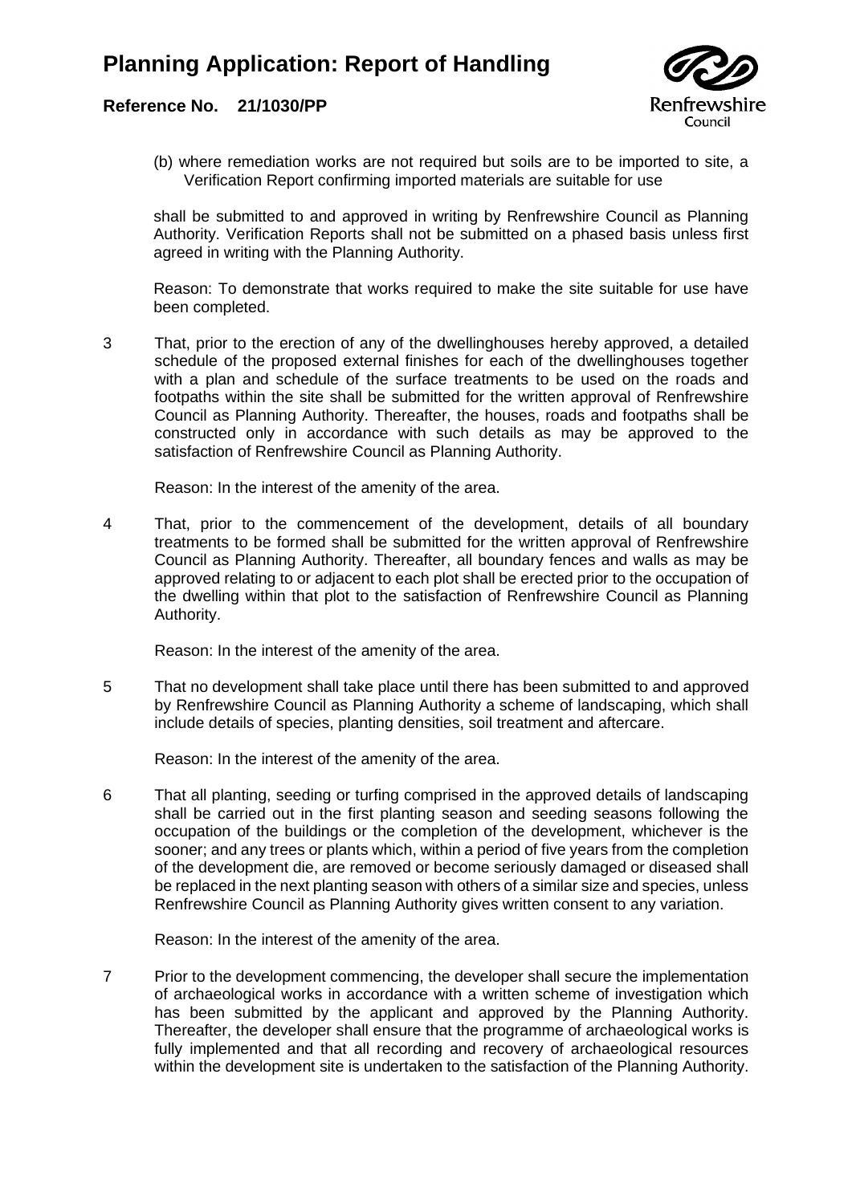(b) where remediation works are not required but soils are to be imported to site, a Verification Report confirming imported materials are suitable for use

shall be submitted to and approved in writing by Renfrewshire Council as Planning Authority. Verification Reports shall not be submitted on a phased basis unless first agreed in writing with the Planning Authority.

Reason: To demonstrate that works required to make the site suitable for use have been completed.

3 That, prior to the erection of any of the dwellinghouses hereby approved, a detailed schedule of the proposed external finishes for each of the dwellinghouses together with a plan and schedule of the surface treatments to be used on the roads and footpaths within the site shall be submitted for the written approval of Renfrewshire Council as Planning Authority. Thereafter, the houses, roads and footpaths shall be constructed only in accordance with such details as may be approved to the satisfaction of Renfrewshire Council as Planning Authority.

Reason: In the interest of the amenity of the area.

4 That, prior to the commencement of the development, details of all boundary treatments to be formed shall be submitted for the written approval of Renfrewshire Council as Planning Authority. Thereafter, all boundary fences and walls as may be approved relating to or adjacent to each plot shall be erected prior to the occupation of the dwelling within that plot to the satisfaction of Renfrewshire Council as Planning Authority.

Reason: In the interest of the amenity of the area.

5 That no development shall take place until there has been submitted to and approved by Renfrewshire Council as Planning Authority a scheme of landscaping, which shall include details of species, planting densities, soil treatment and aftercare.

Reason: In the interest of the amenity of the area.

6 That all planting, seeding or turfing comprised in the approved details of landscaping shall be carried out in the first planting season and seeding seasons following the occupation of the buildings or the completion of the development, whichever is the sooner; and any trees or plants which, within a period of five years from the completion of the development die, are removed or become seriously damaged or diseased shall be replaced in the next planting season with others of a similar size and species, unless Renfrewshire Council as Planning Authority gives written consent to any variation.

Reason: In the interest of the amenity of the area.

7 Prior to the development commencing, the developer shall secure the implementation of archaeological works in accordance with a written scheme of investigation which has been submitted by the applicant and approved by the Planning Authority. Thereafter, the developer shall ensure that the programme of archaeological works is fully implemented and that all recording and recovery of archaeological resources within the development site is undertaken to the satisfaction of the Planning Authority.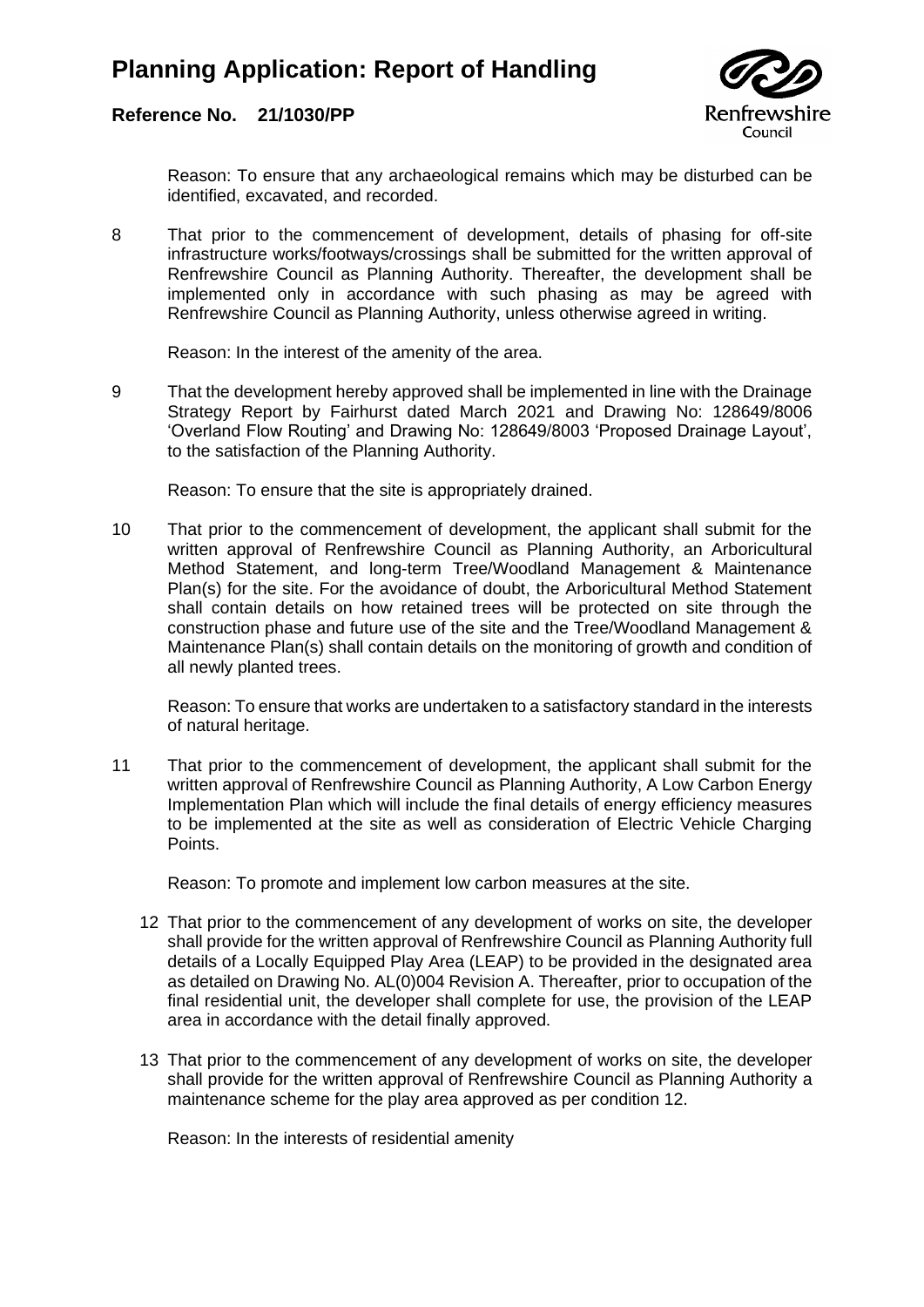Reason: To ensure that any archaeological remains which may be disturbed can be identified, excavated, and recorded.

8 That prior to the commencement of development, details of phasing for off-site infrastructure works/footways/crossings shall be submitted for the written approval of Renfrewshire Council as Planning Authority. Thereafter, the development shall be implemented only in accordance with such phasing as may be agreed with Renfrewshire Council as Planning Authority, unless otherwise agreed in writing.

Reason: In the interest of the amenity of the area.

9 That the development hereby approved shall be implemented in line with the Drainage Strategy Report by Fairhurst dated March 2021 and Drawing No: 128649/8006 'Overland Flow Routing' and Drawing No: 128649/8003 'Proposed Drainage Layout', to the satisfaction of the Planning Authority.

Reason: To ensure that the site is appropriately drained.

10 That prior to the commencement of development, the applicant shall submit for the written approval of Renfrewshire Council as Planning Authority, an Arboricultural Method Statement, and long-term Tree/Woodland Management & Maintenance Plan(s) for the site. For the avoidance of doubt, the Arboricultural Method Statement shall contain details on how retained trees will be protected on site through the construction phase and future use of the site and the Tree/Woodland Management & Maintenance Plan(s) shall contain details on the monitoring of growth and condition of all newly planted trees.

Reason: To ensure that works are undertaken to a satisfactory standard in the interests of natural heritage.

11 That prior to the commencement of development, the applicant shall submit for the written approval of Renfrewshire Council as Planning Authority, A Low Carbon Energy Implementation Plan which will include the final details of energy efficiency measures to be implemented at the site as well as consideration of Electric Vehicle Charging Points.

Reason: To promote and implement low carbon measures at the site.

12 That prior to the commencement of any development of works on site, the developer shall provide for the written approval of Renfrewshire Council as Planning Authority full details of a Locally Equipped Play Area (LEAP) to be provided in the designated area as detailed on Drawing No. AL(0)004 Revision A. Thereafter, prior to occupation of the final residential unit, the developer shall complete for use, the provision of the LEAP area in accordance with the detail finally approved.

13 That prior to the commencement of any development of works on site, the developer shall provide for the written approval of Renfrewshire Council as Planning Authority a maintenance scheme for the play area approved as per condition 12.

Reason: In the interests of residential amenity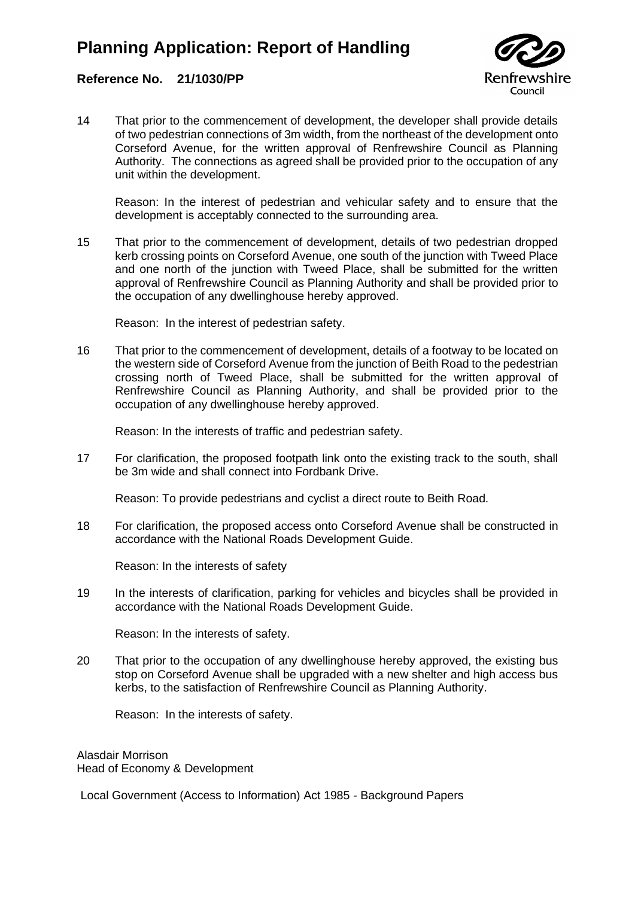14 That prior to the commencement of development, the developer shall provide details of two pedestrian connections of 3m width, from the northeast of the development onto Corseford Avenue, for the written approval of Renfrewshire Council as Planning Authority. The connections as agreed shall be provided prior to the occupation of any unit within the development.

Reason: In the interest of pedestrian and vehicular safety and to ensure that the development is acceptably connected to the surrounding area.

15 That prior to the commencement of development, details of two pedestrian dropped kerb crossing points on Corseford Avenue, one south of the junction with Tweed Place and one north of the junction with Tweed Place, shall be submitted for the written approval of Renfrewshire Council as Planning Authority and shall be provided prior to the occupation of any dwellinghouse hereby approved.

Reason: In the interest of pedestrian safety.

16 That prior to the commencement of development, details of a footway to be located on the western side of Corseford Avenue from the junction of Beith Road to the pedestrian crossing north of Tweed Place, shall be submitted for the written approval of Renfrewshire Council as Planning Authority, and shall be provided prior to the occupation of any dwellinghouse hereby approved.

Reason: In the interests of traffic and pedestrian safety.

17 For clarification, the proposed footpath link onto the existing track to the south, shall be 3m wide and shall connect into Fordbank Drive.

Reason: To provide pedestrians and cyclist a direct route to Beith Road.

18 For clarification, the proposed access onto Corseford Avenue shall be constructed in accordance with the National Roads Development Guide.

Reason: In the interests of safety

19 In the interests of clarification, parking for vehicles and bicycles shall be provided in accordance with the National Roads Development Guide.

Reason: In the interests of safety.

20 That prior to the occupation of any dwellinghouse hereby approved, the existing bus stop on Corseford Avenue shall be upgraded with a new shelter and high access bus kerbs, to the satisfaction of Renfrewshire Council as Planning Authority.

Reason: In the interests of safety.

Alasdair Morrison
Head of Economy & Development

Local Government (Access to Information) Act 1985 - Background Papers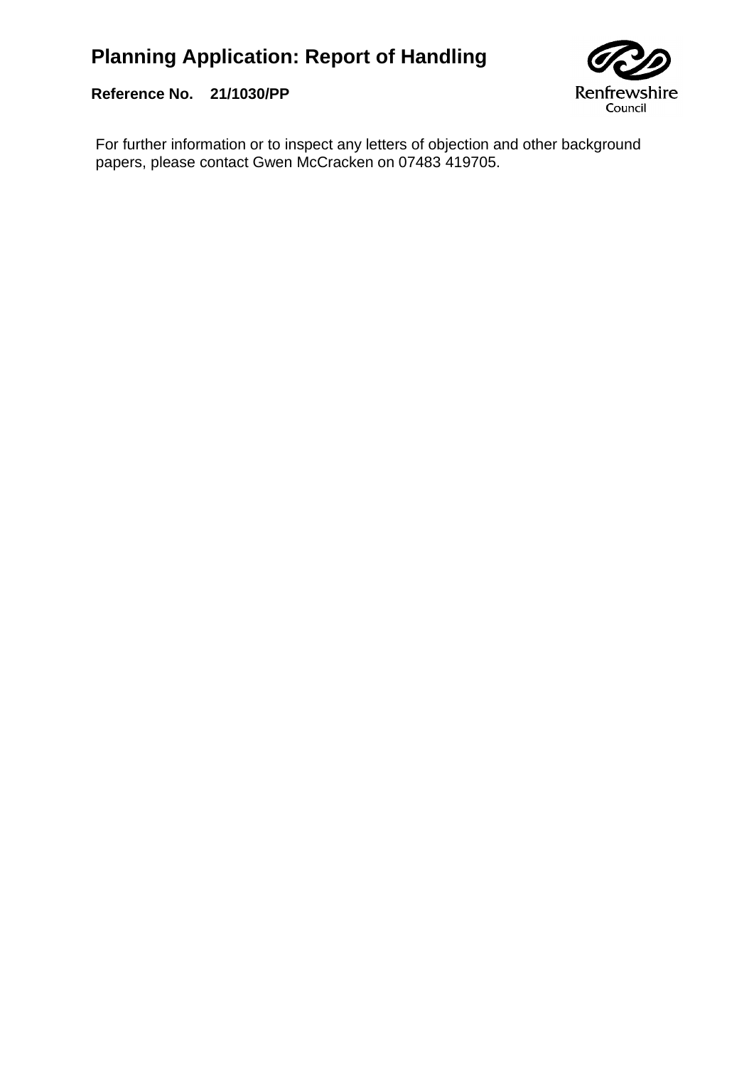# Planning Application: Report of Handling

**Reference No. 21/1030/PP**

For further information or to inspect any letters of objection and other background papers, please contact Gwen McCracken on 07483 419705.